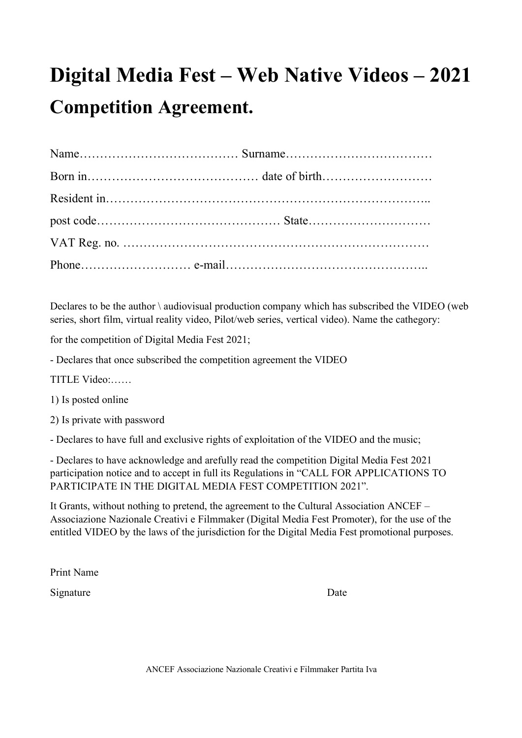# Digital Media Fest – Web Native Videos – 2021

## Competition Agreement.

Name………………………………… Surname………………………………

Born in…………………………………… date of birth………………………

Resident in…………………………………………………………………..

post code……………………………………… State…………………………

VAT Reg. no. ………………………………………………………………

Phone……………………… e-mail…………………………………………..

Declares to be the author \ audiovisual production company which has subscribed the VIDEO (web series, short film, virtual reality video, Pilot/web series, vertical video). Name the cathegory:

for the competition of Digital Media Fest 2021;

- Declares that once subscribed the competition agreement the VIDEO

TITLE Video:……

1) Is posted online

2) Is private with password

- Declares to have full and exclusive rights of exploitation of the VIDEO and the music;

- Declares to have acknowledge and arefully read the competition Digital Media Fest 2021 participation notice and to accept in full its Regulations in "CALL FOR APPLICATIONS TO PARTICIPATE IN THE DIGITAL MEDIA FEST COMPETITION 2021".

It Grants, without nothing to pretend, the agreement to the Cultural Association ANCEF – Associazione Nazionale Creativi e Filmmaker (Digital Media Fest Promoter), for the use of the entitled VIDEO by the laws of the jurisdiction for the Digital Media Fest promotional purposes.

Print Name

Signature Date

ANCEF Associazione Nazionale Creativi e Filmmaker Partita Iva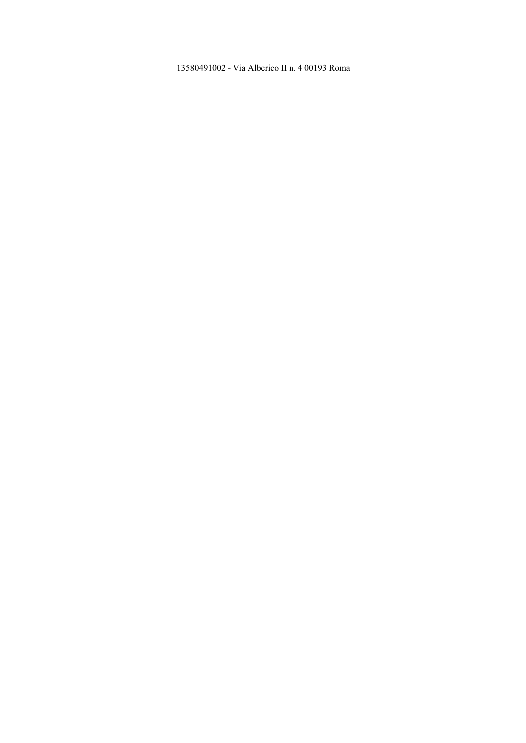13580491002 - Via Alberico II n. 4 00193 Roma